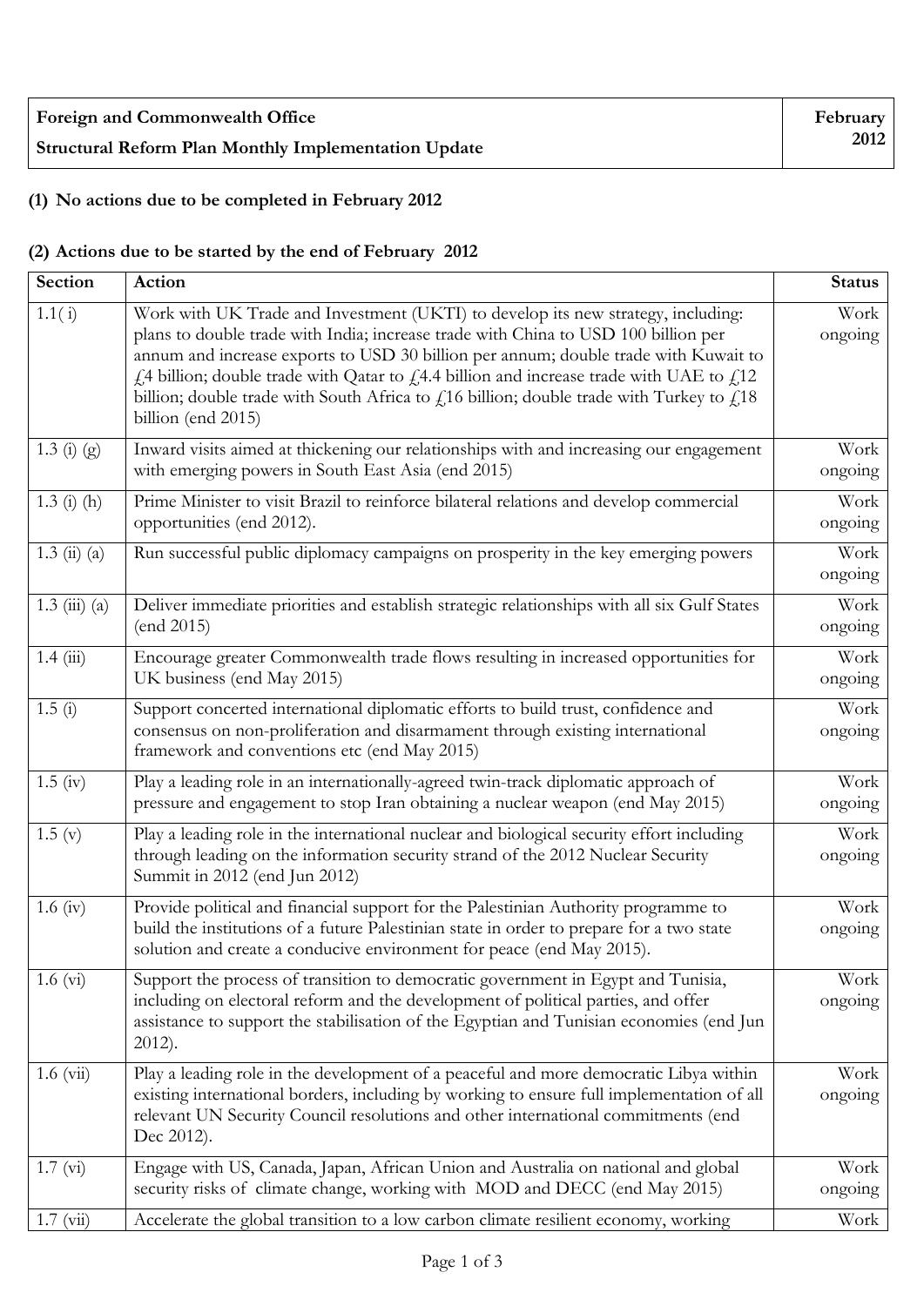| **Foreign and Commonwealth Office**<br>**Structural Reform Plan Monthly Implementation Update** | **February 2012** |
|---|---|

**(1) No actions due to be completed in February 2012**

**(2) Actions due to be started by the end of February 2012**

| Section | Action | Status |
|---|---|---|
| 1.1( i) | Work with UK Trade and Investment (UKTI) to develop its new strategy, including: plans to double trade with India; increase trade with China to USD 100 billion per annum and increase exports to USD 30 billion per annum; double trade with Kuwait to £4 billion; double trade with Qatar to £4.4 billion and increase trade with UAE to £12 billion; double trade with South Africa to £16 billion; double trade with Turkey to £18 billion (end 2015) | Work ongoing |
| 1.3 (i) (g) | Inward visits aimed at thickening our relationships with and increasing our engagement with emerging powers in South East Asia (end 2015) | Work ongoing |
| 1.3 (i) (h) | Prime Minister to visit Brazil to reinforce bilateral relations and develop commercial opportunities (end 2012). | Work ongoing |
| 1.3 (ii) (a) | Run successful public diplomacy campaigns on prosperity in the key emerging powers | Work ongoing |
| 1.3 (iii) (a) | Deliver immediate priorities and establish strategic relationships with all six Gulf States (end 2015) | Work ongoing |
| 1.4 (iii) | Encourage greater Commonwealth trade flows resulting in increased opportunities for UK business (end May 2015) | Work ongoing |
| 1.5 (i) | Support concerted international diplomatic efforts to build trust, confidence and consensus on non-proliferation and disarmament through existing international framework and conventions etc (end May 2015) | Work ongoing |
| 1.5 (iv) | Play a leading role in an internationally-agreed twin-track diplomatic approach of pressure and engagement to stop Iran obtaining a nuclear weapon (end May 2015) | Work ongoing |
| 1.5 (v) | Play a leading role in the international nuclear and biological security effort including through leading on the information security strand of the 2012 Nuclear Security Summit in 2012 (end Jun 2012) | Work ongoing |
| 1.6 (iv) | Provide political and financial support for the Palestinian Authority programme to build the institutions of a future Palestinian state in order to prepare for a two state solution and create a conducive environment for peace (end May 2015). | Work ongoing |
| 1.6 (vi) | Support the process of transition to democratic government in Egypt and Tunisia, including on electoral reform and the development of political parties, and offer assistance to support the stabilisation of the Egyptian and Tunisian economies (end Jun 2012). | Work ongoing |
| 1.6 (vii) | Play a leading role in the development of a peaceful and more democratic Libya within existing international borders, including by working to ensure full implementation of all relevant UN Security Council resolutions and other international commitments (end Dec 2012). | Work ongoing |
| 1.7 (vi) | Engage with US, Canada, Japan, African Union and Australia on national and global security risks of climate change, working with MOD and DECC (end May 2015) | Work ongoing |
| 1.7 (vii) | Accelerate the global transition to a low carbon climate resilient economy, working | Work |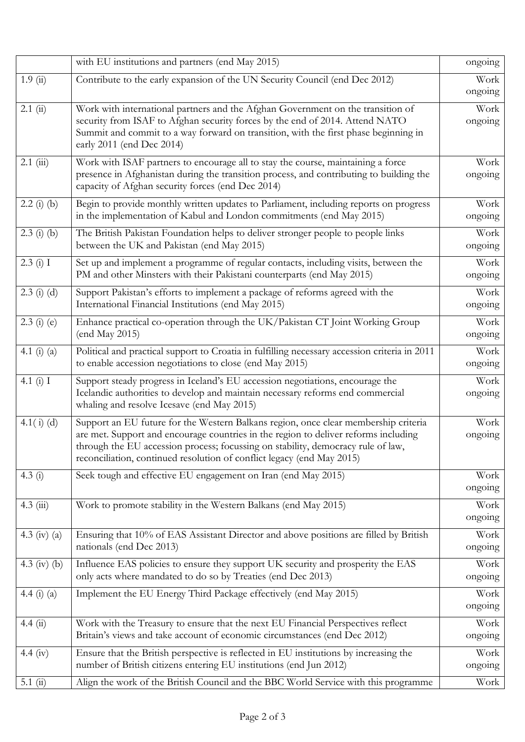| | | |
|---|---|---|
| | with EU institutions and partners (end May 2015) | ongoing |
| 1.9 (ii) | Contribute to the early expansion of the UN Security Council (end Dec 2012) | Work ongoing |
| 2.1 (ii) | Work with international partners and the Afghan Government on the transition of security from ISAF to Afghan security forces by the end of 2014. Attend NATO Summit and commit to a way forward on transition, with the first phase beginning in early 2011 (end Dec 2014) | Work ongoing |
| 2.1 (iii) | Work with ISAF partners to encourage all to stay the course, maintaining a force presence in Afghanistan during the transition process, and contributing to building the capacity of Afghan security forces (end Dec 2014) | Work ongoing |
| 2.2 (i) (b) | Begin to provide monthly written updates to Parliament, including reports on progress in the implementation of Kabul and London commitments (end May 2015) | Work ongoing |
| 2.3 (i) (b) | The British Pakistan Foundation helps to deliver stronger people to people links between the UK and Pakistan (end May 2015) | Work ongoing |
| 2.3 (i) I | Set up and implement a programme of regular contacts, including visits, between the PM and other Minsters with their Pakistani counterparts (end May 2015) | Work ongoing |
| 2.3 (i) (d) | Support Pakistan's efforts to implement a package of reforms agreed with the International Financial Institutions (end May 2015) | Work ongoing |
| 2.3 (i) (e) | Enhance practical co-operation through the UK/Pakistan CT Joint Working Group (end May 2015) | Work ongoing |
| 4.1 (i) (a) | Political and practical support to Croatia in fulfilling necessary accession criteria in 2011 to enable accession negotiations to close (end May 2015) | Work ongoing |
| 4.1 (i) I | Support steady progress in Iceland's EU accession negotiations, encourage the Icelandic authorities to develop and maintain necessary reforms end commercial whaling and resolve Icesave (end May 2015) | Work ongoing |
| 4.1( i) (d) | Support an EU future for the Western Balkans region, once clear membership criteria are met. Support and encourage countries in the region to deliver reforms including through the EU accession process; focussing on stability, democracy rule of law, reconciliation, continued resolution of conflict legacy (end May 2015) | Work ongoing |
| 4.3 (i) | Seek tough and effective EU engagement on Iran (end May 2015) | Work ongoing |
| 4.3 (iii) | Work to promote stability in the Western Balkans (end May 2015) | Work ongoing |
| 4.3 (iv) (a) | Ensuring that 10% of EAS Assistant Director and above positions are filled by British nationals (end Dec 2013) | Work ongoing |
| 4.3 (iv) (b) | Influence EAS policies to ensure they support UK security and prosperity the EAS only acts where mandated to do so by Treaties (end Dec 2013) | Work ongoing |
| 4.4 (i) (a) | Implement the EU Energy Third Package effectively (end May 2015) | Work ongoing |
| 4.4 (ii) | Work with the Treasury to ensure that the next EU Financial Perspectives reflect Britain's views and take account of economic circumstances (end Dec 2012) | Work ongoing |
| 4.4 (iv) | Ensure that the British perspective is reflected in EU institutions by increasing the number of British citizens entering EU institutions (end Jun 2012) | Work ongoing |
| 5.1 (ii) | Align the work of the British Council and the BBC World Service with this programme | Work |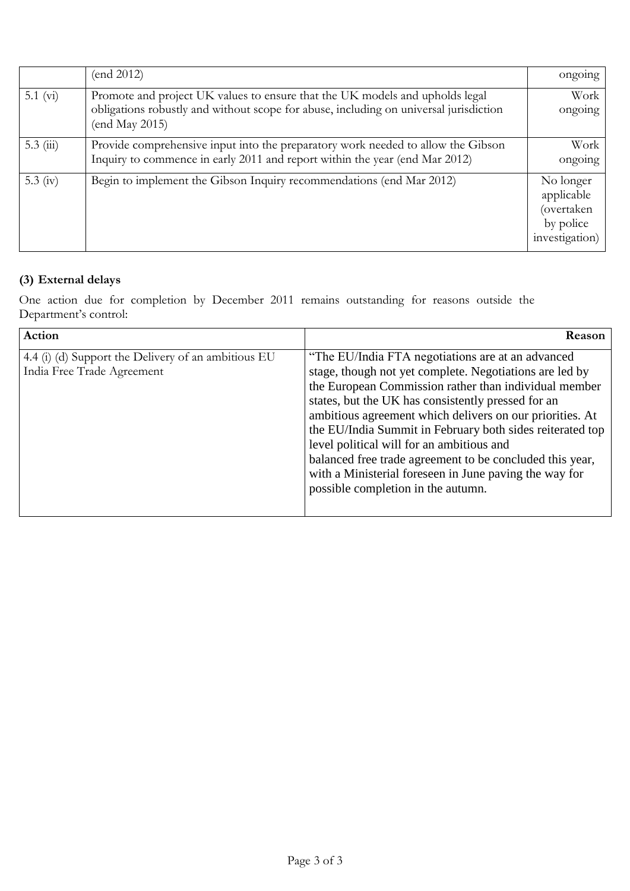| | | |
|---|---|---|
| | (end 2012) | ongoing |
| 5.1 (vi) | Promote and project UK values to ensure that the UK models and upholds legal obligations robustly and without scope for abuse, including on universal jurisdiction (end May 2015) | Work ongoing |
| 5.3 (iii) | Provide comprehensive input into the preparatory work needed to allow the Gibson Inquiry to commence in early 2011 and report within the year (end Mar 2012) | Work ongoing |
| 5.3 (iv) | Begin to implement the Gibson Inquiry recommendations (end Mar 2012) | No longer applicable (overtaken by police investigation) |

**(3) External delays**

One action due for completion by December 2011 remains outstanding for reasons outside the Department's control:

| Action | Reason |
|---|---|
| 4.4 (i) (d) Support the Delivery of an ambitious EU India Free Trade Agreement | "The EU/India FTA negotiations are at an advanced stage, though not yet complete. Negotiations are led by the European Commission rather than individual member states, but the UK has consistently pressed for an ambitious agreement which delivers on our priorities. At the EU/India Summit in February both sides reiterated top level political will for an ambitious and balanced free trade agreement to be concluded this year, with a Ministerial foreseen in June paving the way for possible completion in the autumn. |